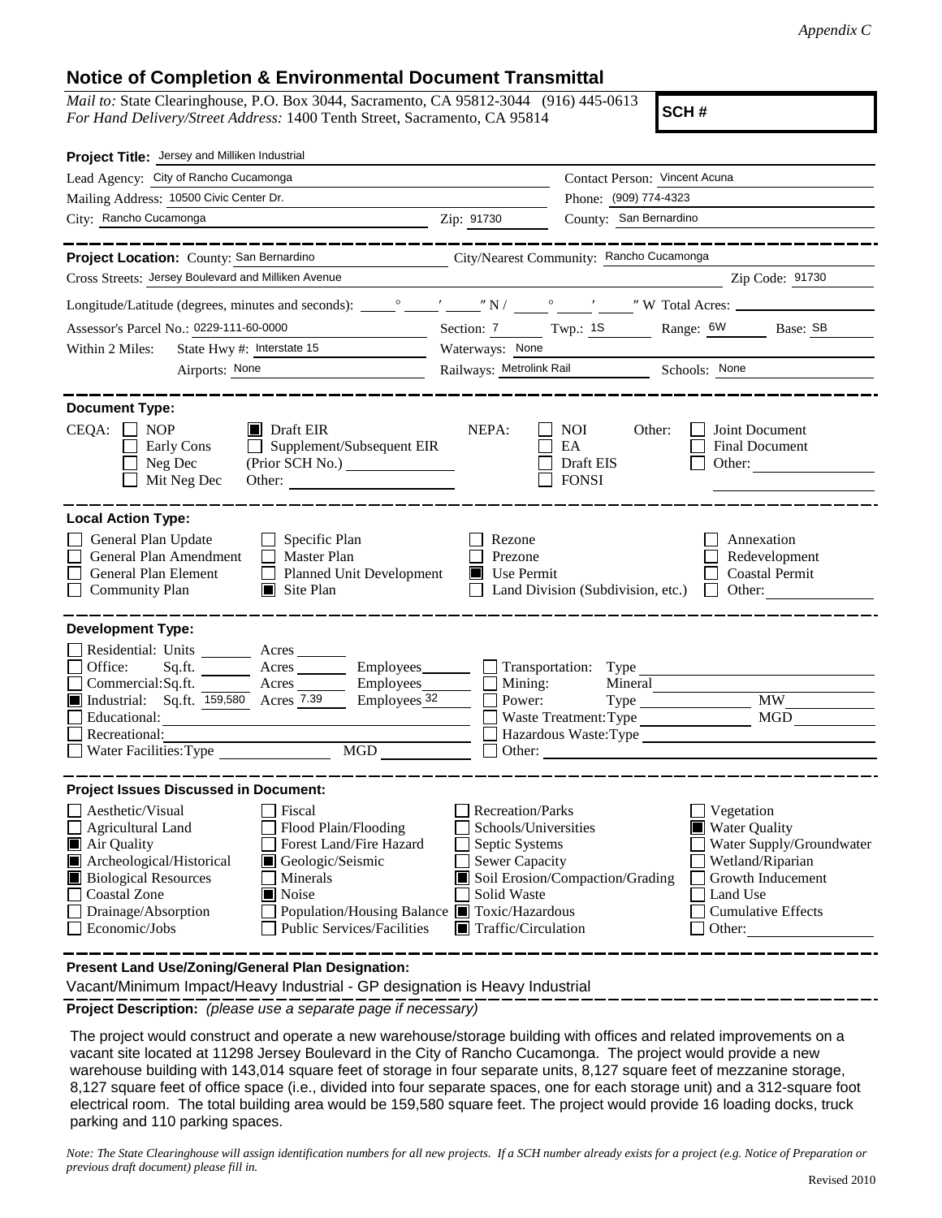*Appendix C*

## Notice of Completion & Environmental Document Transmittal

*Mail to:* State Clearinghouse, P.O. Box 3044, Sacramento, CA 95812-3044 (916) 445-0613
*For Hand Delivery/Street Address:* 1400 Tenth Street, Sacramento, CA 95814

**SCH #**

**Project Title:** Jersey and Milliken Industrial

Lead Agency: City of Rancho Cucamonga
Contact Person: Vincent Acuna
Mailing Address: 10500 Civic Center Dr.
Phone: (909) 774-4323
City: Rancho Cucamonga Zip: 91730 County: San Bernardino

**Project Location:** County: San Bernardino City/Nearest Community: Rancho Cucamonga
Cross Streets: Jersey Boulevard and Milliken Avenue Zip Code: 91730

Longitude/Latitude (degrees, minutes and seconds): \_\_\_° \_\_\_′ \_\_\_″ N / \_\_\_° \_\_\_′ \_\_\_″ W Total Acres: \_\_\_\_

Assessor's Parcel No.: 0229-111-60-0000 Section: 7 Twp.: 1S Range: 6W Base: SB

Within 2 Miles: State Hwy #: Interstate 15 Waterways: None
Airports: None Railways: Metrolink Rail Schools: None

**Document Type:**

CEQA: ☐ NOP ☐ Early Cons ☐ Neg Dec ☐ Mit Neg Dec ☒ Draft EIR ☐ Supplement/Subsequent EIR (Prior SCH No.) \_\_\_\_ Other: \_\_\_\_

NEPA: ☐ NOI ☐ EA ☐ Draft EIS ☐ FONSI

Other: ☐ Joint Document ☐ Final Document ☐ Other: \_\_\_\_

**Local Action Type:**

- ☐ General Plan Update
- ☐ General Plan Amendment
- ☐ General Plan Element
- ☐ Community Plan
- ☐ Specific Plan
- ☐ Master Plan
- ☐ Planned Unit Development
- ☒ Site Plan
- ☐ Rezone
- ☐ Prezone
- ☒ Use Permit
- ☐ Land Division (Subdivision, etc.)
- ☐ Annexation
- ☐ Redevelopment
- ☐ Coastal Permit
- ☐ Other: \_\_\_\_

**Development Type:**

- ☐ Residential: Units \_\_\_\_ Acres \_\_\_\_
- ☐ Office: Sq.ft. \_\_\_\_ Acres \_\_\_\_ Employees \_\_\_\_
- ☐ Commercial: Sq.ft. \_\_\_\_ Acres \_\_\_\_ Employees \_\_\_\_
- ☒ Industrial: Sq.ft. 159,580 Acres 7.39 Employees 32
- ☐ Educational: \_\_\_\_
- ☐ Recreational: \_\_\_\_
- ☐ Water Facilities: Type \_\_\_\_ MGD \_\_\_\_
- ☐ Transportation: Type \_\_\_\_
- ☐ Mining: Mineral \_\_\_\_
- ☐ Power: Type \_\_\_\_ MW \_\_\_\_
- ☐ Waste Treatment: Type \_\_\_\_ MGD \_\_\_\_
- ☐ Hazardous Waste: Type \_\_\_\_
- ☐ Other: \_\_\_\_

**Project Issues Discussed in Document:**

- ☐ Aesthetic/Visual
- ☐ Agricultural Land
- ☒ Air Quality
- ☒ Archeological/Historical
- ☒ Biological Resources
- ☐ Coastal Zone
- ☐ Drainage/Absorption
- ☐ Economic/Jobs
- ☐ Fiscal
- ☐ Flood Plain/Flooding
- ☐ Forest Land/Fire Hazard
- ☒ Geologic/Seismic
- ☐ Minerals
- ☒ Noise
- ☐ Population/Housing Balance
- ☐ Public Services/Facilities
- ☐ Recreation/Parks
- ☐ Schools/Universities
- ☐ Septic Systems
- ☐ Sewer Capacity
- ☒ Soil Erosion/Compaction/Grading
- ☐ Solid Waste
- ☒ Toxic/Hazardous
- ☒ Traffic/Circulation
- ☐ Vegetation
- ☒ Water Quality
- ☐ Water Supply/Groundwater
- ☐ Wetland/Riparian
- ☐ Growth Inducement
- ☐ Land Use
- ☐ Cumulative Effects
- ☐ Other: \_\_\_\_

**Present Land Use/Zoning/General Plan Designation:**

Vacant/Minimum Impact/Heavy Industrial - GP designation is Heavy Industrial

**Project Description:** *(please use a separate page if necessary)*

The project would construct and operate a new warehouse/storage building with offices and related improvements on a vacant site located at 11298 Jersey Boulevard in the City of Rancho Cucamonga. The project would provide a new warehouse building with 143,014 square feet of storage in four separate units, 8,127 square feet of mezzanine storage, 8,127 square feet of office space (i.e., divided into four separate spaces, one for each storage unit) and a 312-square foot electrical room. The total building area would be 159,580 square feet. The project would provide 16 loading docks, truck parking and 110 parking spaces.

*Note: The State Clearinghouse will assign identification numbers for all new projects. If a SCH number already exists for a project (e.g. Notice of Preparation or previous draft document) please fill in.*

Revised 2010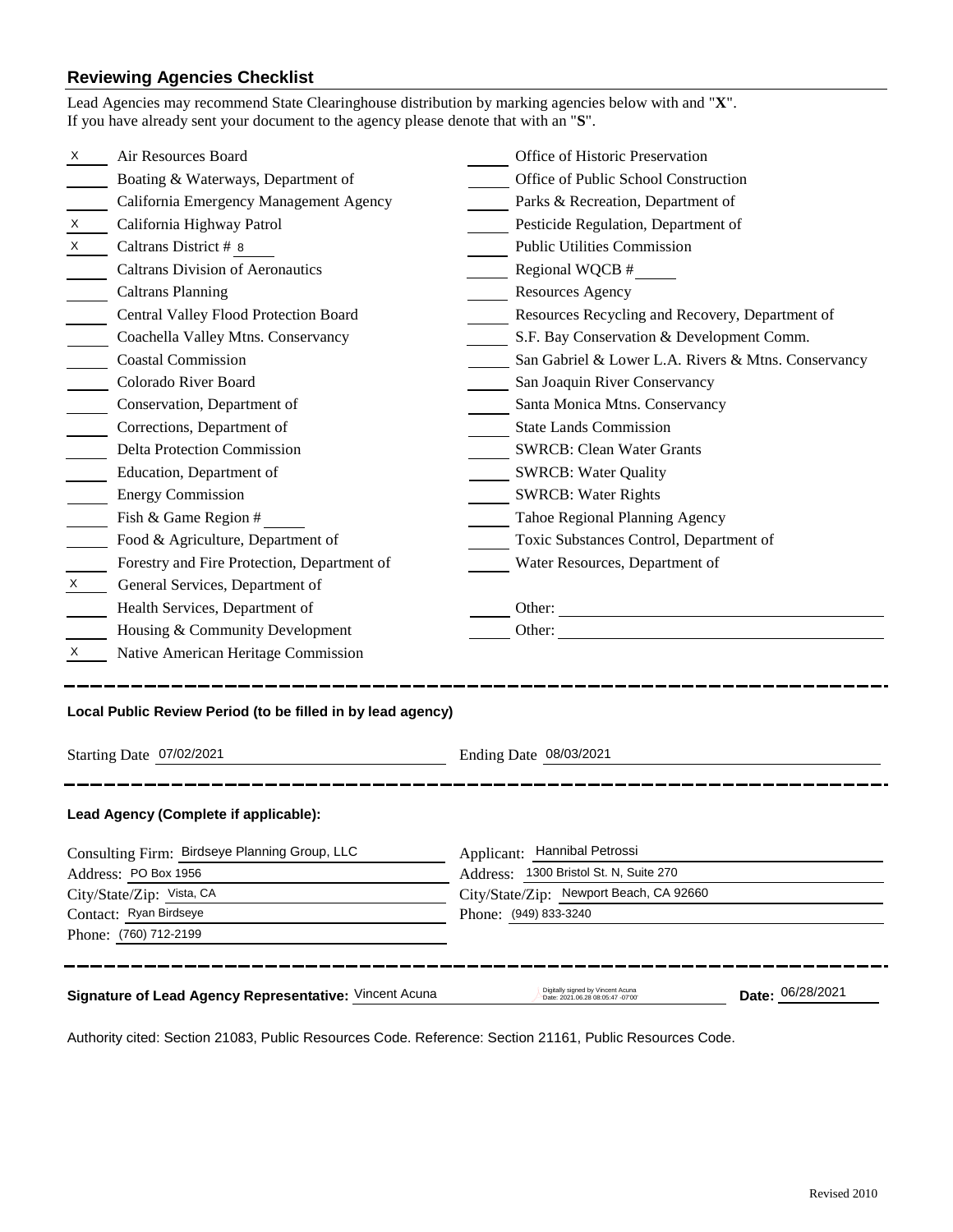## Reviewing Agencies Checklist

Lead Agencies may recommend State Clearinghouse distribution by marking agencies below with and "**X**".
If you have already sent your document to the agency please denote that with an "**S**".

| | | | |
|---|---|---|---|
| X | Air Resources Board | | Office of Historic Preservation |
| | Boating & Waterways, Department of | | Office of Public School Construction |
| | California Emergency Management Agency | | Parks & Recreation, Department of |
| X | California Highway Patrol | | Pesticide Regulation, Department of |
| X | Caltrans District # 8 | | Public Utilities Commission |
| | Caltrans Division of Aeronautics | | Regional WQCB # |
| | Caltrans Planning | | Resources Agency |
| | Central Valley Flood Protection Board | | Resources Recycling and Recovery, Department of |
| | Coachella Valley Mtns. Conservancy | | S.F. Bay Conservation & Development Comm. |
| | Coastal Commission | | San Gabriel & Lower L.A. Rivers & Mtns. Conservancy |
| | Colorado River Board | | San Joaquin River Conservancy |
| | Conservation, Department of | | Santa Monica Mtns. Conservancy |
| | Corrections, Department of | | State Lands Commission |
| | Delta Protection Commission | | SWRCB: Clean Water Grants |
| | Education, Department of | | SWRCB: Water Quality |
| | Energy Commission | | SWRCB: Water Rights |
| | Fish & Game Region # | | Tahoe Regional Planning Agency |
| | Food & Agriculture, Department of | | Toxic Substances Control, Department of |
| | Forestry and Fire Protection, Department of | | Water Resources, Department of |
| X | General Services, Department of | | |
| | Health Services, Department of | | Other: |
| | Housing & Community Development | | Other: |
| X | Native American Heritage Commission | | |

---

**Local Public Review Period (to be filled in by lead agency)**

Starting Date 07/02/2021 Ending Date 08/03/2021

---

**Lead Agency (Complete if applicable):**

Consulting Firm: Birdseye Planning Group, LLC
Address: PO Box 1956
City/State/Zip: Vista, CA
Contact: Ryan Birdseye
Phone: (760) 712-2199

Applicant: Hannibal Petrossi
Address: 1300 Bristol St. N, Suite 270
City/State/Zip: Newport Beach, CA 92660
Phone: (949) 833-3240

---

**Signature of Lead Agency Representative:** Vincent Acuna Digitally signed by Vincent Acuna Date: 2021.06.28 08:05:47 -07'00' **Date:** 06/28/2021

Authority cited: Section 21083, Public Resources Code. Reference: Section 21161, Public Resources Code.

Revised 2010